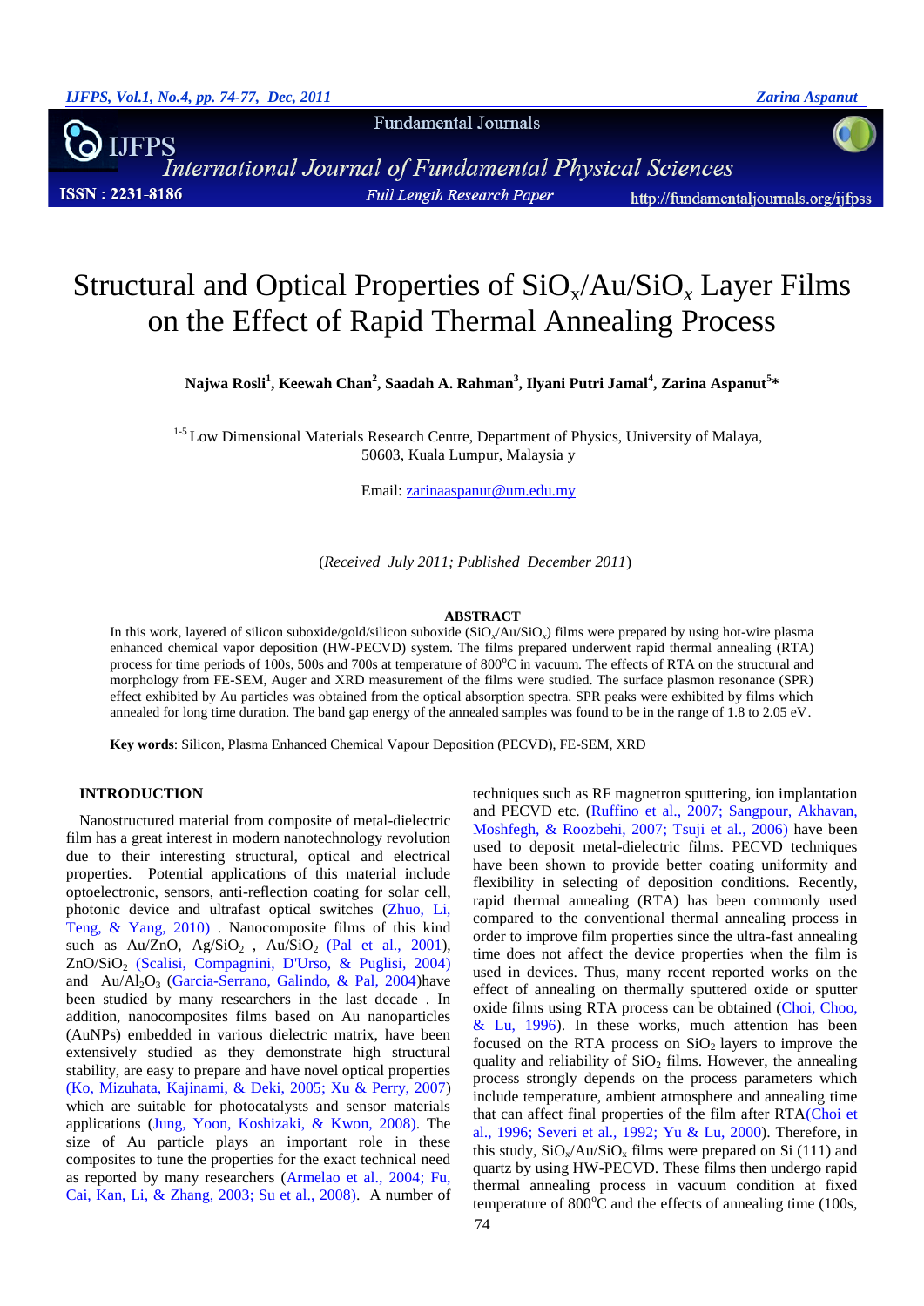# Structural and Optical Properties of $SiO_x$/Au/$SiO_x$ Layer Films on the Effect of Rapid Thermal Annealing Process

**Najwa Rosli[1], Keewah Chan[2], Saadah A. Rahman[3], Ilyani Putri Jamal[4], Zarina Aspanut[5]***

[1-5] Low Dimensional Materials Research Centre, Department of Physics, University of Malaya, 50603, Kuala Lumpur, Malaysia y

Email: zarinaaspanut@um.edu.my

(*Received July 2011; Published December 2011*)

## ABSTRACT

In this work, layered of silicon suboxide/gold/silicon suboxide ($SiO_x$/Au/$SiO_x$) films were prepared by using hot-wire plasma enhanced chemical vapor deposition (HW-PECVD) system. The films prepared underwent rapid thermal annealing (RTA) process for time periods of 100s, 500s and 700s at temperature of 800$^o$C in vacuum. The effects of RTA on the structural and morphology from FE-SEM, Auger and XRD measurement of the films were studied. The surface plasmon resonance (SPR) effect exhibited by Au particles was obtained from the optical absorption spectra. SPR peaks were exhibited by films which annealed for long time duration. The band gap energy of the annealed samples was found to be in the range of 1.8 to 2.05 eV.

**Key words**: Silicon, Plasma Enhanced Chemical Vapour Deposition (PECVD), FE-SEM, XRD

## INTRODUCTION

Nanostructured material from composite of metal-dielectric film has a great interest in modern nanotechnology revolution due to their interesting structural, optical and electrical properties. Potential applications of this material include optoelectronic, sensors, anti-reflection coating for solar cell, photonic device and ultrafast optical switches (Zhuo, Li, Teng, & Yang, 2010) . Nanocomposite films of this kind such as Au/ZnO, Ag/$SiO_2$ , Au/$SiO_2$ (Pal et al., 2001), ZnO/$SiO_2$ (Scalisi, Compagnini, D'Urso, & Puglisi, 2004) and Au/$Al_2O_3$ (Garcia-Serrano, Galindo, & Pal, 2004)have been studied by many researchers in the last decade . In addition, nanocomposites films based on Au nanoparticles (AuNPs) embedded in various dielectric matrix, have been extensively studied as they demonstrate high structural stability, are easy to prepare and have novel optical properties (Ko, Mizuhata, Kajinami, & Deki, 2005; Xu & Perry, 2007) which are suitable for photocatalysts and sensor materials applications (Jung, Yoon, Koshizaki, & Kwon, 2008). The size of Au particle plays an important role in these composites to tune the properties for the exact technical need as reported by many researchers (Armelao et al., 2004; Fu, Cai, Kan, Li, & Zhang, 2003; Su et al., 2008). A number of techniques such as RF magnetron sputtering, ion implantation and PECVD etc. (Ruffino et al., 2007; Sangpour, Akhavan, Moshfegh, & Roozbehi, 2007; Tsuji et al., 2006) have been used to deposit metal-dielectric films. PECVD techniques have been shown to provide better coating uniformity and flexibility in selecting of deposition conditions. Recently, rapid thermal annealing (RTA) has been commonly used compared to the conventional thermal annealing process in order to improve film properties since the ultra-fast annealing time does not affect the device properties when the film is used in devices. Thus, many recent reported works on the effect of annealing on thermally sputtered oxide or sputter oxide films using RTA process can be obtained (Choi, Choo, & Lu, 1996). In these works, much attention has been focused on the RTA process on $SiO_2$ layers to improve the quality and reliability of $SiO_2$ films. However, the annealing process strongly depends on the process parameters which include temperature, ambient atmosphere and annealing time that can affect final properties of the film after RTA(Choi et al., 1996; Severi et al., 1992; Yu & Lu, 2000). Therefore, in this study, $SiO_x$/Au/$SiO_x$ films were prepared on Si (111) and quartz by using HW-PECVD. These films then undergo rapid thermal annealing process in vacuum condition at fixed temperature of 800$^o$C and the effects of annealing time (100s,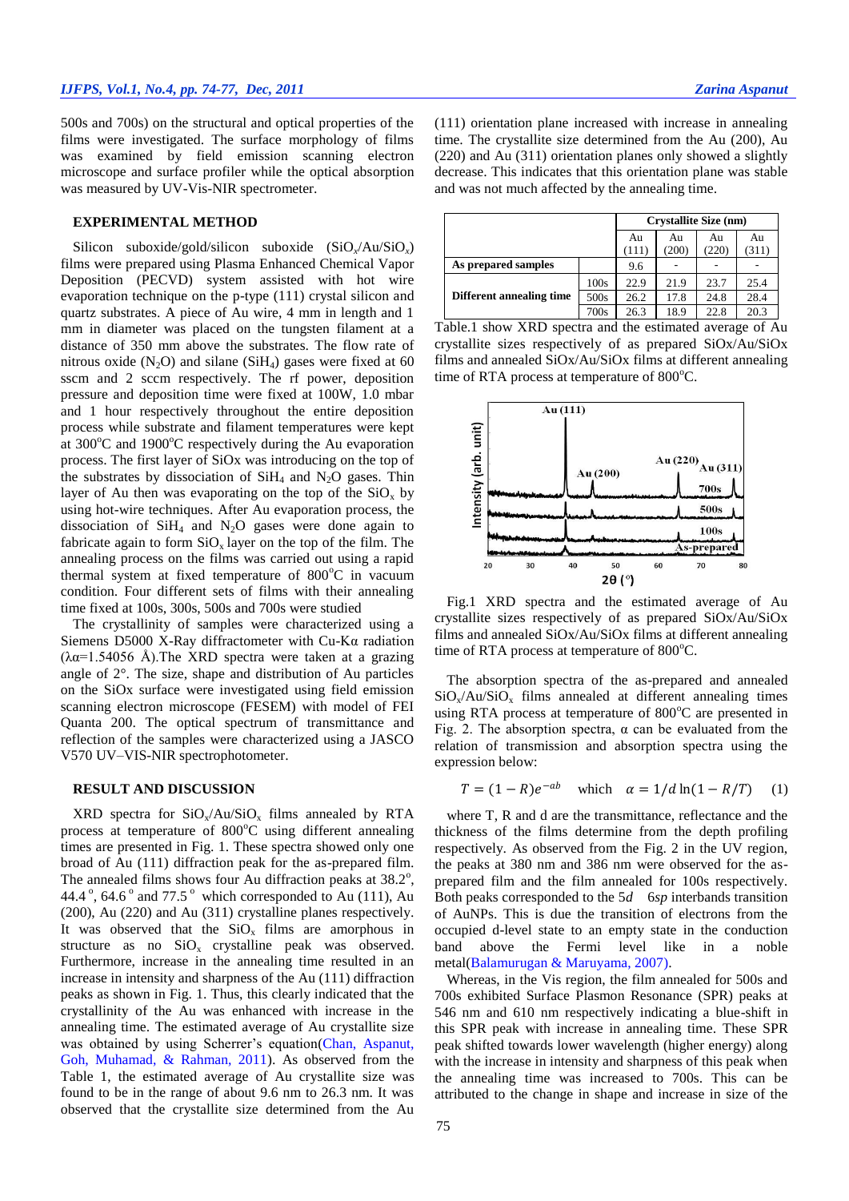500s and 700s) on the structural and optical properties of the films were investigated. The surface morphology of films was examined by field emission scanning electron microscope and surface profiler while the optical absorption was measured by UV-Vis-NIR spectrometer.

## EXPERIMENTAL METHOD

Silicon suboxide/gold/silicon suboxide ($SiO_x$/Au/$SiO_x$) films were prepared using Plasma Enhanced Chemical Vapor Deposition (PECVD) system assisted with hot wire evaporation technique on the p-type (111) crystal silicon and quartz substrates. A piece of Au wire, 4 mm in length and 1 mm in diameter was placed on the tungsten filament at a distance of 350 mm above the substrates. The flow rate of nitrous oxide ($N_2O$) and silane ($SiH_4$) gases were fixed at 60 sscm and 2 sccm respectively. The rf power, deposition pressure and deposition time were fixed at 100W, 1.0 mbar and 1 hour respectively throughout the entire deposition process while substrate and filament temperatures were kept at 300°C and 1900°C respectively during the Au evaporation process. The first layer of SiOx was introducing on the top of the substrates by dissociation of $SiH_4$ and $N_2O$ gases. Thin layer of Au then was evaporating on the top of the $SiO_x$ by using hot-wire techniques. After Au evaporation process, the dissociation of $SiH_4$ and $N_2O$ gases were done again to fabricate again to form $SiO_x$ layer on the top of the film. The annealing process on the films was carried out using a rapid thermal system at fixed temperature of 800°C in vacuum condition. Four different sets of films with their annealing time fixed at 100s, 300s, 500s and 700s were studied

The crystallinity of samples were characterized using a Siemens D5000 X-Ray diffractometer with Cu-Kα radiation (λα=1.54056 Å).The XRD spectra were taken at a grazing angle of 2°. The size, shape and distribution of Au particles on the SiOx surface were investigated using field emission scanning electron microscope (FESEM) with model of FEI Quanta 200. The optical spectrum of transmittance and reflection of the samples were characterized using a JASCO V570 UV–VIS-NIR spectrophotometer.

## RESULT AND DISCUSSION

XRD spectra for $SiO_x$/Au/$SiO_x$ films annealed by RTA process at temperature of 800°C using different annealing times are presented in Fig. 1. These spectra showed only one broad of Au (111) diffraction peak for the as-prepared film. The annealed films shows four Au diffraction peaks at 38.2°, 44.4°, 64.6° and 77.5° which corresponded to Au (111), Au (200), Au (220) and Au (311) crystalline planes respectively. It was observed that the $SiO_x$ films are amorphous in structure as no $SiO_x$ crystalline peak was observed. Furthermore, increase in the annealing time resulted in an increase in intensity and sharpness of the Au (111) diffraction peaks as shown in Fig. 1. Thus, this clearly indicated that the crystallinity of the Au was enhanced with increase in the annealing time. The estimated average of Au crystallite size was obtained by using Scherrer's equation(Chan, Aspanut, Goh, Muhamad, & Rahman, 2011). As observed from the Table 1, the estimated average of Au crystallite size was found to be in the range of about 9.6 nm to 26.3 nm. It was observed that the crystallite size determined from the Au (111) orientation plane increased with increase in annealing time. The crystallite size determined from the Au (200), Au (220) and Au (311) orientation planes only showed a slightly decrease. This indicates that this orientation plane was stable and was not much affected by the annealing time.

| | | Crystallite Size (nm) | | | |
|---|---|---|---|---|---|
| | | Au (111) | Au (200) | Au (220) | Au (311) |
| As prepared samples | | 9.6 | - | - | - |
| Different annealing time | 100s | 22.9 | 21.9 | 23.7 | 25.4 |
| | 500s | 26.2 | 17.8 | 24.8 | 28.4 |
| | 700s | 26.3 | 18.9 | 22.8 | 20.3 |

Table.1 show XRD spectra and the estimated average of Au crystallite sizes respectively of as prepared SiOx/Au/SiOx films and annealed SiOx/Au/SiOx films at different annealing time of RTA process at temperature of 800°C.

Fig.1 XRD spectra and the estimated average of Au crystallite sizes respectively of as prepared SiOx/Au/SiOx films and annealed SiOx/Au/SiOx films at different annealing time of RTA process at temperature of 800°C.

The absorption spectra of the as-prepared and annealed $SiO_x$/Au/$SiO_x$ films annealed at different annealing times using RTA process at temperature of 800°C are presented in Fig. 2. The absorption spectra, α can be evaluated from the relation of transmission and absorption spectra using the expression below:

$$T = (1 - R)e^{-ab} \quad \text{which} \quad \alpha = 1/d \ln(1 - R/T) \qquad (1)$$

where T, R and d are the transmittance, reflectance and the thickness of the films determine from the depth profiling respectively. As observed from the Fig. 2 in the UV region, the peaks at 380 nm and 386 nm were observed for the as-prepared film and the film annealed for 100s respectively. Both peaks corresponded to the 5*d* 6*sp* interbands transition of AuNPs. This is due the transition of electrons from the occupied d-level state to an empty state in the conduction band above the Fermi level like in a noble metal(Balamurugan & Maruyama, 2007).

Whereas, in the Vis region, the film annealed for 500s and 700s exhibited Surface Plasmon Resonance (SPR) peaks at 546 nm and 610 nm respectively indicating a blue-shift in this SPR peak with increase in annealing time. These SPR peak shifted towards lower wavelength (higher energy) along with the increase in intensity and sharpness of this peak when the annealing time was increased to 700s. This can be attributed to the change in shape and increase in size of the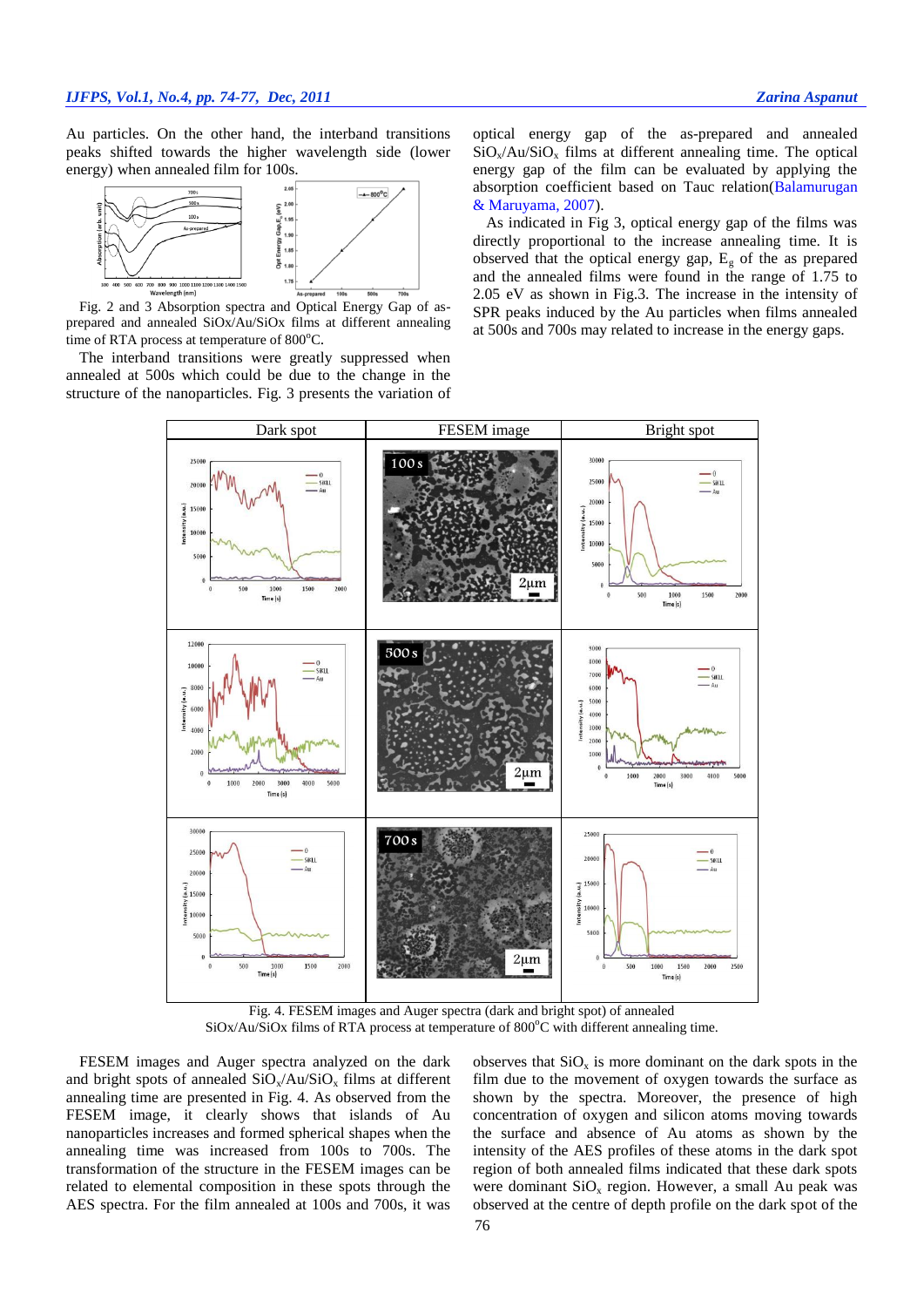Au particles. On the other hand, the interband transitions peaks shifted towards the higher wavelength side (lower energy) when annealed film for 100s.

Fig. 2 and 3 Absorption spectra and Optical Energy Gap of as-prepared and annealed SiOx/Au/SiOx films at different annealing time of RTA process at temperature of 800°C.

The interband transitions were greatly suppressed when annealed at 500s which could be due to the change in the structure of the nanoparticles. Fig. 3 presents the variation of optical energy gap of the as-prepared and annealed $SiO_x$/Au/$SiO_x$ films at different annealing time. The optical energy gap of the film can be evaluated by applying the absorption coefficient based on Tauc relation(Balamurugan & Maruyama, 2007).

As indicated in Fig 3, optical energy gap of the films was directly proportional to the increase annealing time. It is observed that the optical energy gap, $E_g$ of the as prepared and the annealed films were found in the range of 1.75 to 2.05 eV as shown in Fig.3. The increase in the intensity of SPR peaks induced by the Au particles when films annealed at 500s and 700s may related to increase in the energy gaps.

Fig. 4. FESEM images and Auger spectra (dark and bright spot) of annealed SiOx/Au/SiOx films of RTA process at temperature of 800°C with different annealing time.

FESEM images and Auger spectra analyzed on the dark and bright spots of annealed $SiO_x$/Au/$SiO_x$ films at different annealing time are presented in Fig. 4. As observed from the FESEM image, it clearly shows that islands of Au nanoparticles increases and formed spherical shapes when the annealing time was increased from 100s to 700s. The transformation of the structure in the FESEM images can be related to elemental composition in these spots through the AES spectra. For the film annealed at 100s and 700s, it was observes that $SiO_x$ is more dominant on the dark spots in the film due to the movement of oxygen towards the surface as shown by the spectra. Moreover, the presence of high concentration of oxygen and silicon atoms moving towards the surface and absence of Au atoms as shown by the intensity of the AES profiles of these atoms in the dark spot region of both annealed films indicated that these dark spots were dominant $SiO_x$ region. However, a small Au peak was observed at the centre of depth profile on the dark spot of the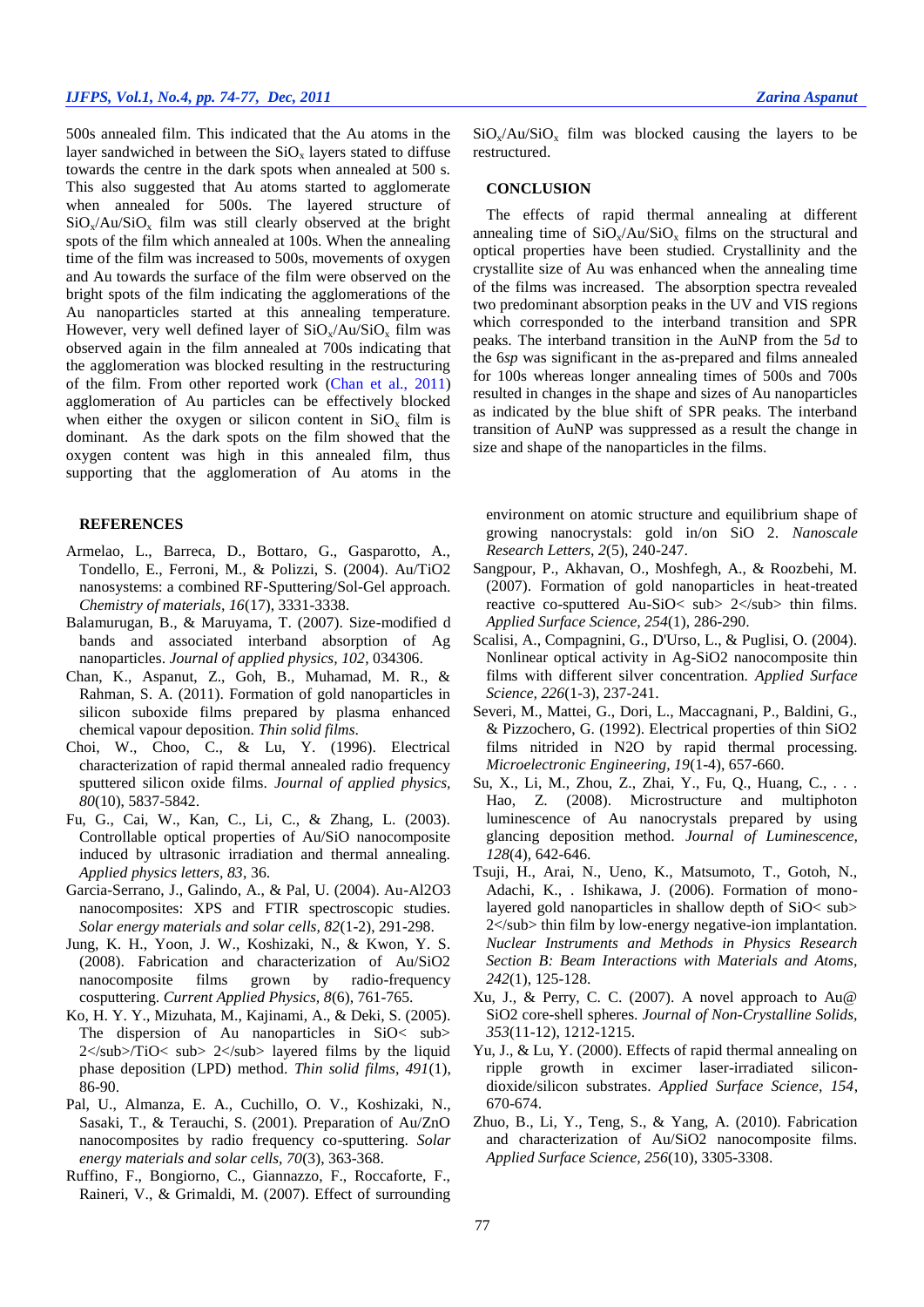500s annealed film. This indicated that the Au atoms in the layer sandwiched in between the $SiO_x$ layers stated to diffuse towards the centre in the dark spots when annealed at 500 s. This also suggested that Au atoms started to agglomerate when annealed for 500s. The layered structure of $SiO_x/Au/SiO_x$ film was still clearly observed at the bright spots of the film which annealed at 100s. When the annealing time of the film was increased to 500s, movements of oxygen and Au towards the surface of the film were observed on the bright spots of the film indicating the agglomerations of the Au nanoparticles started at this annealing temperature. However, very well defined layer of $SiO_x/Au/SiO_x$ film was observed again in the film annealed at 700s indicating that the agglomeration was blocked resulting in the restructuring of the film. From other reported work (Chan et al., 2011) agglomeration of Au particles can be effectively blocked when either the oxygen or silicon content in $SiO_x$ film is dominant. As the dark spots on the film showed that the oxygen content was high in this annealed film, thus supporting that the agglomeration of Au atoms in the $SiO_x/Au/SiO_x$ film was blocked causing the layers to be restructured.

## CONCLUSION

The effects of rapid thermal annealing at different annealing time of $SiO_x/Au/SiO_x$ films on the structural and optical properties have been studied. Crystallinity and the crystallite size of Au was enhanced when the annealing time of the films was increased. The absorption spectra revealed two predominant absorption peaks in the UV and VIS regions which corresponded to the interband transition and SPR peaks. The interband transition in the AuNP from the 5*d* to the 6*sp* was significant in the as-prepared and films annealed for 100s whereas longer annealing times of 500s and 700s resulted in changes in the shape and sizes of Au nanoparticles as indicated by the blue shift of SPR peaks. The interband transition of AuNP was suppressed as a result the change in size and shape of the nanoparticles in the films.

## REFERENCES

Armelao, L., Barreca, D., Bottaro, G., Gasparotto, A., Tondello, E., Ferroni, M., & Polizzi, S. (2004). Au/TiO2 nanosystems: a combined RF-Sputtering/Sol-Gel approach. *Chemistry of materials, 16*(17), 3331-3338.

Balamurugan, B., & Maruyama, T. (2007). Size-modified d bands and associated interband absorption of Ag nanoparticles. *Journal of applied physics, 102*, 034306.

Chan, K., Aspanut, Z., Goh, B., Muhamad, M. R., & Rahman, S. A. (2011). Formation of gold nanoparticles in silicon suboxide films prepared by plasma enhanced chemical vapour deposition. *Thin solid films*.

Choi, W., Choo, C., & Lu, Y. (1996). Electrical characterization of rapid thermal annealed radio frequency sputtered silicon oxide films. *Journal of applied physics, 80*(10), 5837-5842.

Fu, G., Cai, W., Kan, C., Li, C., & Zhang, L. (2003). Controllable optical properties of Au/SiO2 nanocomposite induced by ultrasonic irradiation and thermal annealing. *Applied physics letters, 83*, 36.

Garcia-Serrano, J., Galindo, A., & Pal, U. (2004). Au-Al2O3 nanocomposites: XPS and FTIR spectroscopic studies. *Solar energy materials and solar cells, 82*(1-2), 291-298.

Jung, K. H., Yoon, J. W., Koshizaki, N., & Kwon, Y. S. (2008). Fabrication and characterization of Au/SiO2 nanocomposite films grown by radio-frequency cosputtering. *Current Applied Physics, 8*(6), 761-765.

Ko, H. Y. Y., Mizuhata, M., Kajinami, A., & Deki, S. (2005). The dispersion of Au nanoparticles in SiO< sub> 2</sub>/TiO< sub> 2</sub> layered films by the liquid phase deposition (LPD) method. *Thin solid films, 491*(1), 86-90.

Pal, U., Almanza, E. A., Cuchillo, O. V., Koshizaki, N., Sasaki, T., & Terauchi, S. (2001). Preparation of Au/ZnO nanocomposites by radio frequency co-sputtering. *Solar energy materials and solar cells, 70*(3), 363-368.

Ruffino, F., Bongiorno, C., Giannazzo, F., Roccaforte, F., Raineri, V., & Grimaldi, M. (2007). Effect of surrounding environment on atomic structure and equilibrium shape of growing nanocrystals: gold in/on SiO 2. *Nanoscale Research Letters, 2*(5), 240-247.

Sangpour, P., Akhavan, O., Moshfegh, A., & Roozbehi, M. (2007). Formation of gold nanoparticles in heat-treated reactive co-sputtered Au-SiO< sub> 2</sub> thin films. *Applied Surface Science, 254*(1), 286-290.

Scalisi, A., Compagnini, G., D'Urso, L., & Puglisi, O. (2004). Nonlinear optical activity in Ag-SiO2 nanocomposite thin films with different silver concentration. *Applied Surface Science, 226*(1-3), 237-241.

Severi, M., Mattei, G., Dori, L., Maccagnani, P., Baldini, G., & Pizzochero, G. (1992). Electrical properties of thin SiO2 films nitrided in N2O by rapid thermal processing. *Microelectronic Engineering, 19*(1-4), 657-660.

Su, X., Li, M., Zhou, Z., Zhai, Y., Fu, Q., Huang, C., . . . Hao, Z. (2008). Microstructure and multiphoton luminescence of Au nanocrystals prepared by using glancing deposition method. *Journal of Luminescence, 128*(4), 642-646.

Tsuji, H., Arai, N., Ueno, K., Matsumoto, T., Gotoh, N., Adachi, K., . Ishikawa, J. (2006). Formation of mono-layered gold nanoparticles in shallow depth of SiO< sub> 2</sub> thin film by low-energy negative-ion implantation. *Nuclear Instruments and Methods in Physics Research Section B: Beam Interactions with Materials and Atoms, 242*(1), 125-128.

Xu, J., & Perry, C. C. (2007). A novel approach to Au@ SiO2 core-shell spheres. *Journal of Non-Crystalline Solids, 353*(11-12), 1212-1215.

Yu, J., & Lu, Y. (2000). Effects of rapid thermal annealing on ripple growth in excimer laser-irradiated silicon-dioxide/silicon substrates. *Applied Surface Science, 154*, 670-674.

Zhuo, B., Li, Y., Teng, S., & Yang, A. (2010). Fabrication and characterization of Au/SiO2 nanocomposite films. *Applied Surface Science, 256*(10), 3305-3308.